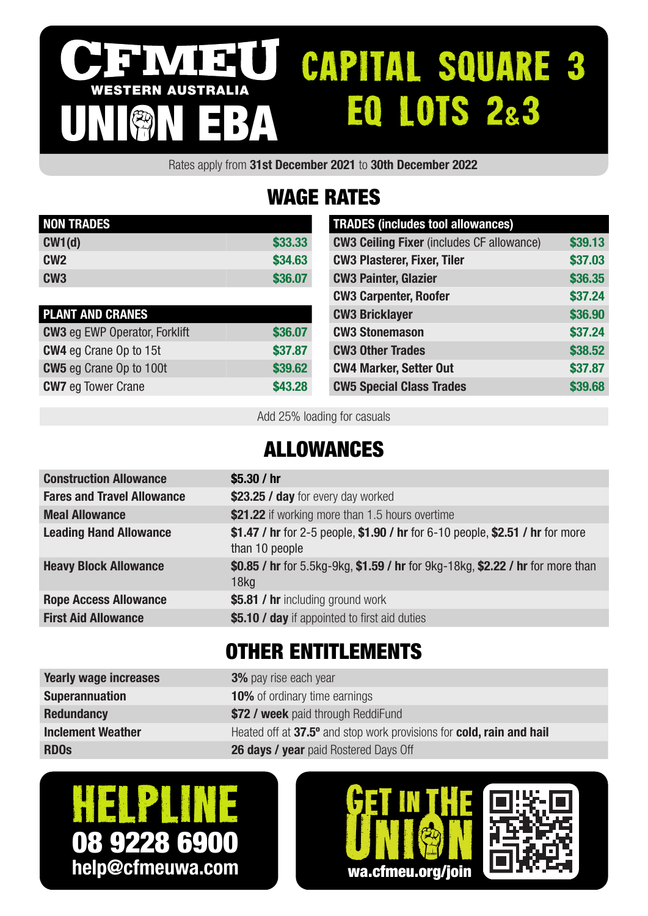# CFMEU WESTERN AUSTRALIA UNION EBA

# CAPITAL SQUARE 3 EQ LOTS 2&3

Rates apply from **31st December 2021** to **30th December 2022**

## WAGE RATES

| NON TRADES | |
|---|---|
| **CW1(d)** | $33.33 |
| **CW2** | $34.63 |
| **CW3** | $36.07 |

| PLANT AND CRANES | |
|---|---|
| **CW3** eg EWP Operator, Forklift | $36.07 |
| **CW4** eg Crane Op to 15t | $37.87 |
| **CW5** eg Crane Op to 100t | $39.62 |
| **CW7** eg Tower Crane | $43.28 |

| TRADES (includes tool allowances) | |
|---|---|
| **CW3 Ceiling Fixer** (includes CF allowance) | $39.13 |
| **CW3 Plasterer, Fixer, Tiler** | $37.03 |
| **CW3 Painter, Glazier** | $36.35 |
| **CW3 Carpenter, Roofer** | $37.24 |
| **CW3 Bricklayer** | $36.90 |
| **CW3 Stonemason** | $37.24 |
| **CW3 Other Trades** | $38.52 |
| **CW4 Marker, Setter Out** | $37.87 |
| **CW5 Special Class Trades** | $39.68 |

Add 25% loading for casuals

## ALLOWANCES

| | |
|---|---|
| **Construction Allowance** | **$5.30 / hr** |
| **Fares and Travel Allowance** | **$23.25 / day** for every day worked |
| **Meal Allowance** | **$21.22** if working more than 1.5 hours overtime |
| **Leading Hand Allowance** | **$1.47 / hr** for 2-5 people, **$1.90 / hr** for 6-10 people, **$2.51 / hr** for more than 10 people |
| **Heavy Block Allowance** | **$0.85 / hr** for 5.5kg-9kg, **$1.59 / hr** for 9kg-18kg, **$2.22 / hr** for more than 18kg |
| **Rope Access Allowance** | **$5.81 / hr** including ground work |
| **First Aid Allowance** | **$5.10 / day** if appointed to first aid duties |

## OTHER ENTITLEMENTS

| | |
|---|---|
| **Yearly wage increases** | **3%** pay rise each year |
| **Superannuation** | **10%** of ordinary time earnings |
| **Redundancy** | **$72 / week** paid through ReddiFund |
| **Inclement Weather** | Heated off at **37.5º** and stop work provisions for **cold, rain and hail** |
| **RDOs** | **26 days / year** paid Rostered Days Off |

**HELPLINE**
**08 9228 6900**
**help@cfmeuwa.com**

**GET IN THE UNION**
**wa.cfmeu.org/join**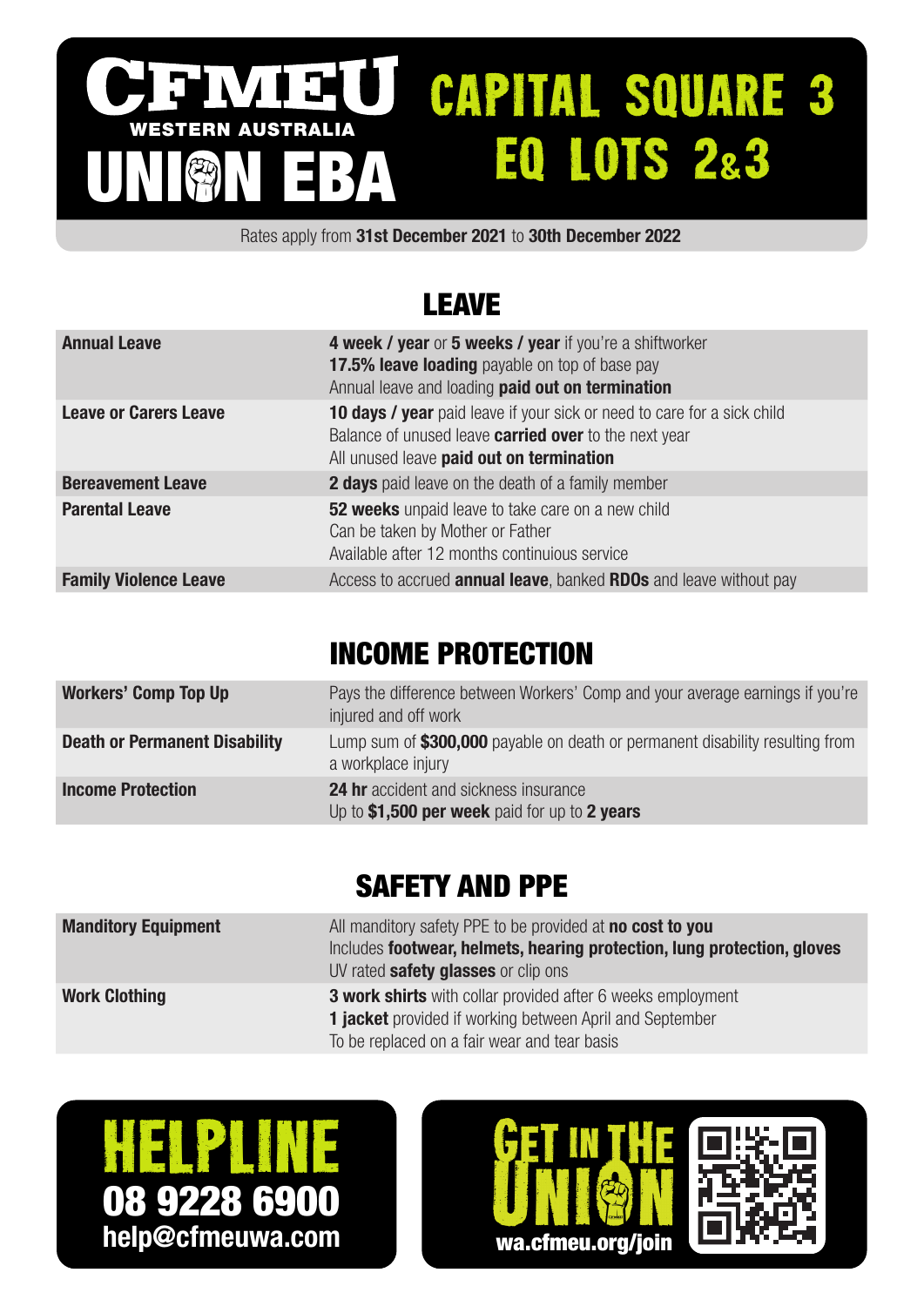# CFMEU WESTERN AUSTRALIA UNION EBA

# CAPITAL SQUARE 3 EQ LOTS 2&3

Rates apply from **31st December 2021** to **30th December 2022**

## LEAVE

| | |
|---|---|
| **Annual Leave** | **4 week / year** or **5 weeks / year** if you're a shiftworker<br>**17.5% leave loading** payable on top of base pay<br>Annual leave and loading **paid out on termination** |
| **Leave or Carers Leave** | **10 days / year** paid leave if your sick or need to care for a sick child<br>Balance of unused leave **carried over** to the next year<br>All unused leave **paid out on termination** |
| **Bereavement Leave** | **2 days** paid leave on the death of a family member |
| **Parental Leave** | **52 weeks** unpaid leave to take care on a new child<br>Can be taken by Mother or Father<br>Available after 12 months continuious service |
| **Family Violence Leave** | Access to accrued **annual leave**, banked **RDOs** and leave without pay |

## INCOME PROTECTION

| | |
|---|---|
| **Workers' Comp Top Up** | Pays the difference between Workers' Comp and your average earnings if you're injured and off work |
| **Death or Permanent Disability** | Lump sum of **$300,000** payable on death or permanent disability resulting from a workplace injury |
| **Income Protection** | **24 hr** accident and sickness insurance<br>Up to **$1,500 per week** paid for up to **2 years** |

## SAFETY AND PPE

| | |
|---|---|
| **Manditory Equipment** | All manditory safety PPE to be provided at **no cost to you**<br>Includes **footwear, helmets, hearing protection, lung protection, gloves**<br>UV rated **safety glasses** or clip ons |
| **Work Clothing** | **3 work shirts** with collar provided after 6 weeks employment<br>**1 jacket** provided if working between April and September<br>To be replaced on a fair wear and tear basis |

**HELPLINE**
**08 9228 6900**
**help@cfmeuwa.com**

**GET IN THE UNION**
**wa.cfmeu.org/join**